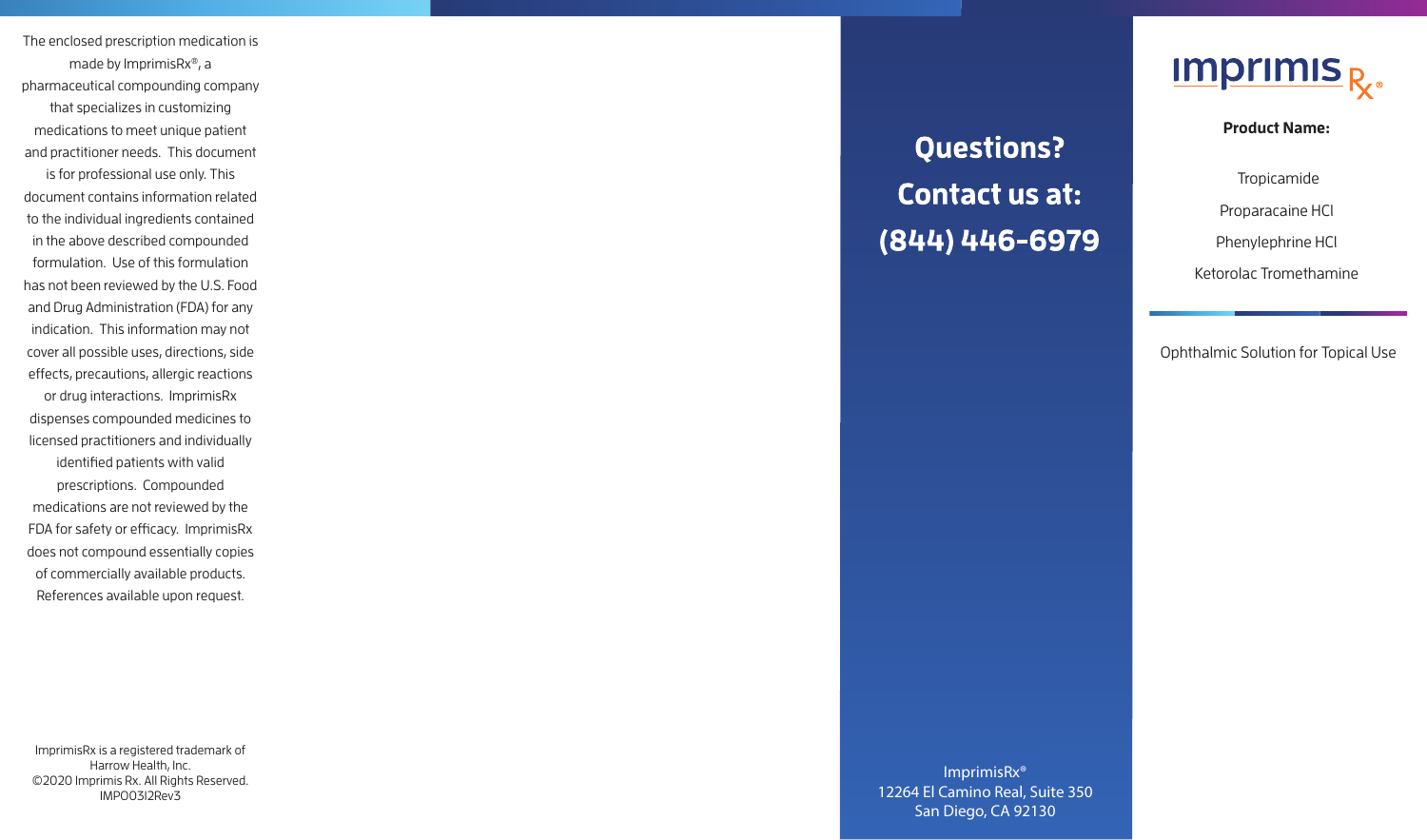The enclosed prescription medication is made by ImprimisRx®, a pharmaceutical compounding company that specializes in customizing medications to meet unique patient and practitioner needs. This document is for professional use only. This document contains information related to the individual ingredients contained in the above described compounded formulation. Use of this formulation has not been reviewed by the U.S. Food and Drug Administration (FDA) for any indication. This information may not cover all possible uses, directions, side effects, precautions, allergic reactions or drug interactions. ImprimisRx dispenses compounded medicines to licensed practitioners and individually identified patients with valid prescriptions. Compounded medications are not reviewed by the FDA for safety or efficacy. ImprimisRx does not compound essentially copies of commercially available products. References available upon request.

ImprimisRx is a registered trademark of Harrow Health, Inc.
©2020 Imprimis Rx. All Rights Reserved.
IMP00312Rev3

## Questions? Contact us at: (844) 446-6979

ImprimisRx®
12264 El Camino Real, Suite 350
San Diego, CA 92130

imprimis Rx®

**Product Name:**

Tropicamide

Proparacaine HCl

Phenylephrine HCl

Ketorolac Tromethamine

Ophthalmic Solution for Topical Use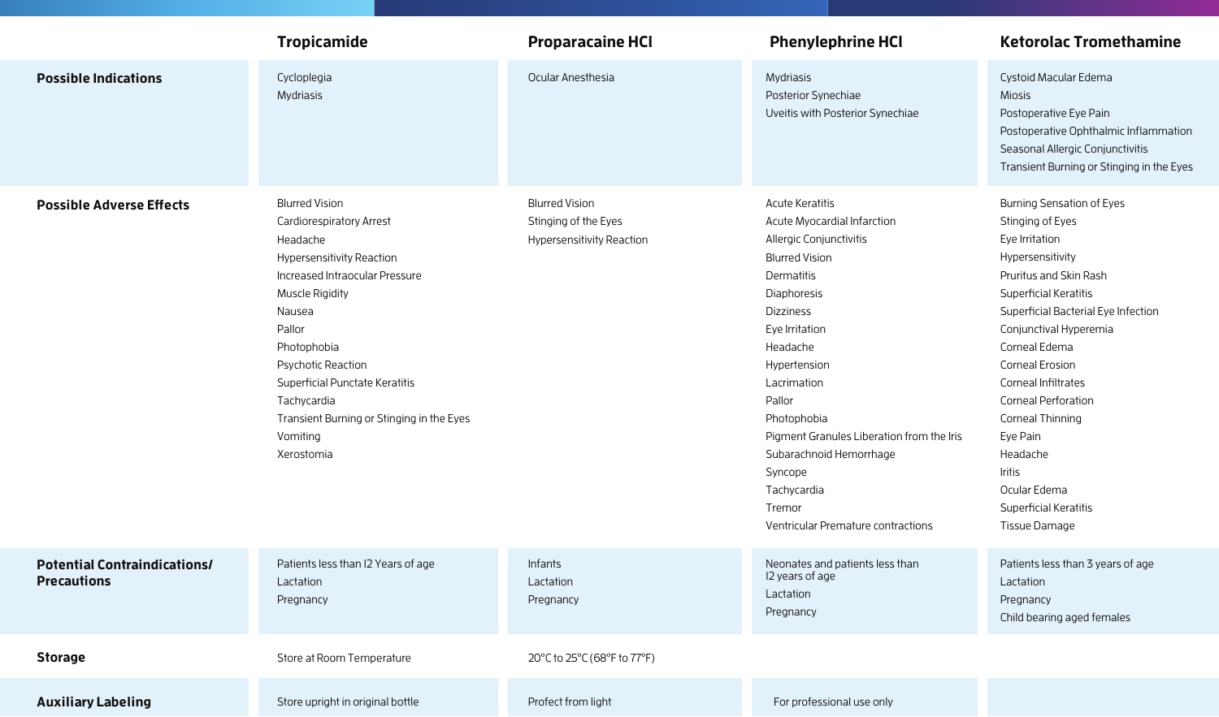| | Tropicamide | Proparacaine HCl | Phenylephrine HCl | Ketorolac Tromethamine |
|---|---|---|---|---|
| **Possible Indications** | Cycloplegia<br>Mydriasis | Ocular Anesthesia | Mydriasis<br>Posterior Synechiae<br>Uveitis with Posterior Synechiae | Cystoid Macular Edema<br>Miosis<br>Postoperative Eye Pain<br>Postoperative Ophthalmic Inflammation<br>Seasonal Allergic Conjunctivitis<br>Transient Burning or Stinging in the Eyes |
| **Possible Adverse Effects** | Blurred Vision<br>Cardiorespiratory Arrest<br>Headache<br>Hypersensitivity Reaction<br>Increased Intraocular Pressure<br>Muscle Rigidity<br>Nausea<br>Pallor<br>Photophobia<br>Psychotic Reaction<br>Superficial Punctate Keratitis<br>Tachycardia<br>Transient Burning or Stinging in the Eyes<br>Vomiting<br>Xerostomia | Blurred Vision<br>Stinging of the Eyes<br>Hypersensitivity Reaction | Acute Keratitis<br>Acute Myocardial Infarction<br>Allergic Conjunctivitis<br>Blurred Vision<br>Dermatitis<br>Diaphoresis<br>Dizziness<br>Eye Irritation<br>Headache<br>Hypertension<br>Lacrimation<br>Pallor<br>Photophobia<br>Pigment Granules Liberation from the Iris<br>Subarachnoid Hemorrhage<br>Syncope<br>Tachycardia<br>Tremor<br>Ventricular Premature contractions | Burning Sensation of Eyes<br>Stinging of Eyes<br>Eye Irritation<br>Hypersensitivity<br>Pruritus and Skin Rash<br>Superficial Keratitis<br>Superficial Bacterial Eye Infection<br>Conjunctival Hyperemia<br>Corneal Edema<br>Corneal Erosion<br>Corneal Infiltrates<br>Corneal Perforation<br>Corneal Thinning<br>Eye Pain<br>Headache<br>Iritis<br>Ocular Edema<br>Superficial Keratitis<br>Tissue Damage |
| **Potential Contraindications/ Precautions** | Patients less than 12 Years of age<br>Lactation<br>Pregnancy | Infants<br>Lactation<br>Pregnancy | Neonates and patients less than 12 years of age<br>Lactation<br>Pregnancy | Patients less than 3 years of age<br>Lactation<br>Pregnancy<br>Child bearing aged females |
| **Storage** | Store at Room Temperature | 20°C to 25°C (68°F to 77°F) | | |
| **Auxiliary Labeling** | Store upright in original bottle | Profect from light | For professional use only | |